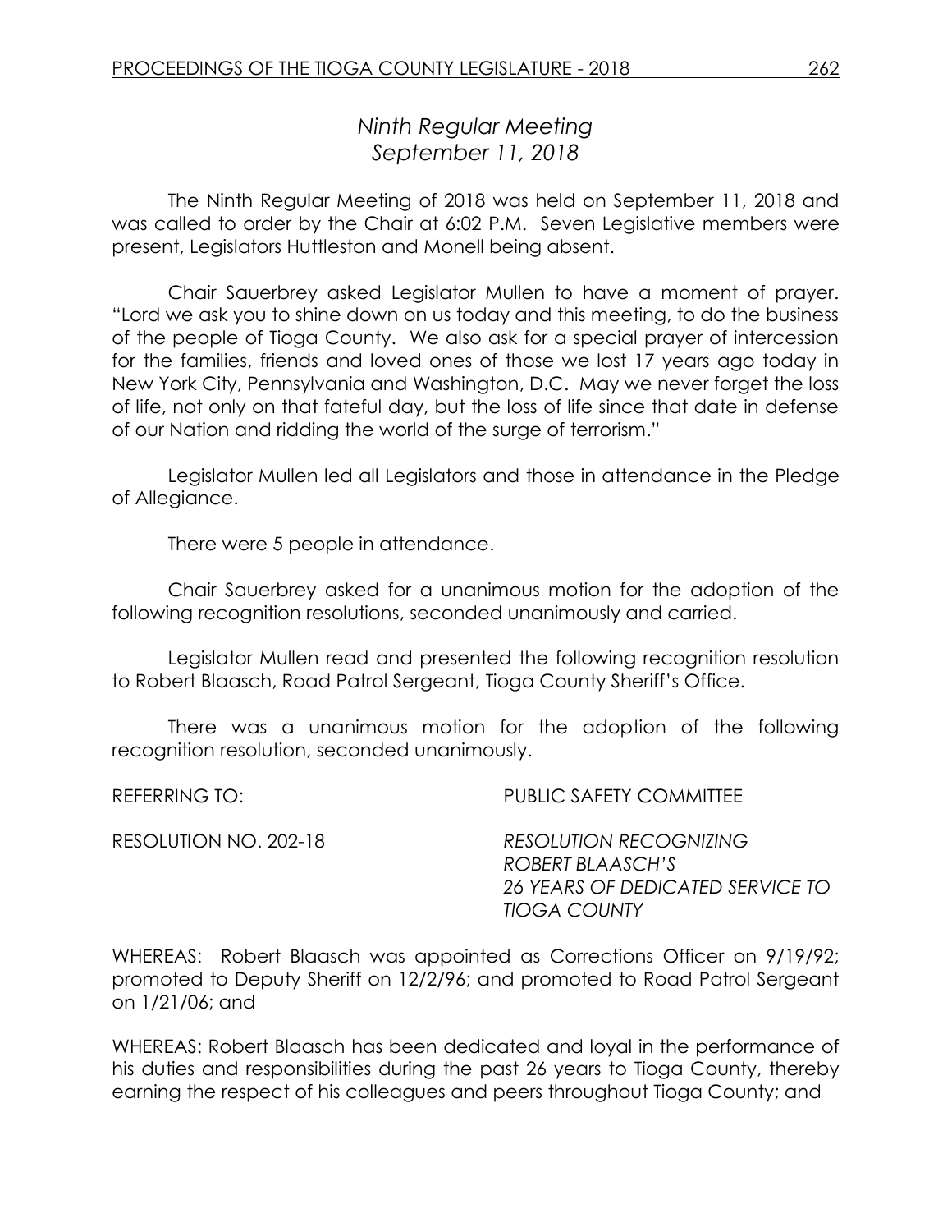# *Ninth Regular Meeting*
# *September 11, 2018*

The Ninth Regular Meeting of 2018 was held on September 11, 2018 and was called to order by the Chair at 6:02 P.M. Seven Legislative members were present, Legislators Huttleston and Monell being absent.

Chair Sauerbrey asked Legislator Mullen to have a moment of prayer. "Lord we ask you to shine down on us today and this meeting, to do the business of the people of Tioga County. We also ask for a special prayer of intercession for the families, friends and loved ones of those we lost 17 years ago today in New York City, Pennsylvania and Washington, D.C. May we never forget the loss of life, not only on that fateful day, but the loss of life since that date in defense of our Nation and ridding the world of the surge of terrorism."

Legislator Mullen led all Legislators and those in attendance in the Pledge of Allegiance.

There were 5 people in attendance.

Chair Sauerbrey asked for a unanimous motion for the adoption of the following recognition resolutions, seconded unanimously and carried.

Legislator Mullen read and presented the following recognition resolution to Robert Blaasch, Road Patrol Sergeant, Tioga County Sheriff's Office.

There was a unanimous motion for the adoption of the following recognition resolution, seconded unanimously.

REFERRING TO: PUBLIC SAFETY COMMITTEE

RESOLUTION NO. 202-18 *RESOLUTION RECOGNIZING ROBERT BLAASCH'S 26 YEARS OF DEDICATED SERVICE TO TIOGA COUNTY*

WHEREAS: Robert Blaasch was appointed as Corrections Officer on 9/19/92; promoted to Deputy Sheriff on 12/2/96; and promoted to Road Patrol Sergeant on 1/21/06; and

WHEREAS: Robert Blaasch has been dedicated and loyal in the performance of his duties and responsibilities during the past 26 years to Tioga County, thereby earning the respect of his colleagues and peers throughout Tioga County; and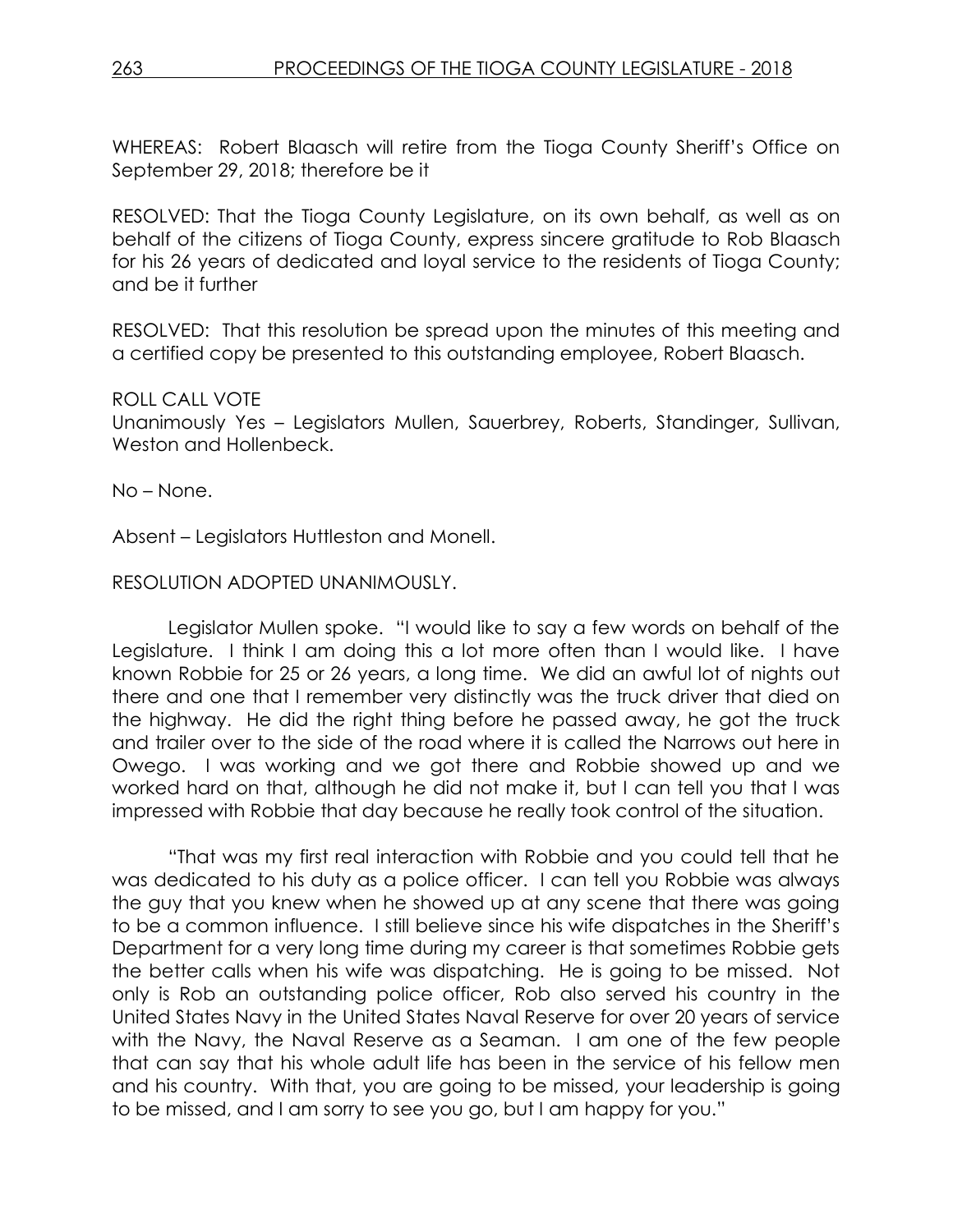WHEREAS: Robert Blaasch will retire from the Tioga County Sheriff's Office on September 29, 2018; therefore be it

RESOLVED: That the Tioga County Legislature, on its own behalf, as well as on behalf of the citizens of Tioga County, express sincere gratitude to Rob Blaasch for his 26 years of dedicated and loyal service to the residents of Tioga County; and be it further

RESOLVED: That this resolution be spread upon the minutes of this meeting and a certified copy be presented to this outstanding employee, Robert Blaasch.

ROLL CALL VOTE
Unanimously Yes – Legislators Mullen, Sauerbrey, Roberts, Standinger, Sullivan, Weston and Hollenbeck.

No – None.

Absent – Legislators Huttleston and Monell.

RESOLUTION ADOPTED UNANIMOUSLY.

Legislator Mullen spoke. "I would like to say a few words on behalf of the Legislature. I think I am doing this a lot more often than I would like. I have known Robbie for 25 or 26 years, a long time. We did an awful lot of nights out there and one that I remember very distinctly was the truck driver that died on the highway. He did the right thing before he passed away, he got the truck and trailer over to the side of the road where it is called the Narrows out here in Owego. I was working and we got there and Robbie showed up and we worked hard on that, although he did not make it, but I can tell you that I was impressed with Robbie that day because he really took control of the situation.

"That was my first real interaction with Robbie and you could tell that he was dedicated to his duty as a police officer. I can tell you Robbie was always the guy that you knew when he showed up at any scene that there was going to be a common influence. I still believe since his wife dispatches in the Sheriff's Department for a very long time during my career is that sometimes Robbie gets the better calls when his wife was dispatching. He is going to be missed. Not only is Rob an outstanding police officer, Rob also served his country in the United States Navy in the United States Naval Reserve for over 20 years of service with the Navy, the Naval Reserve as a Seaman. I am one of the few people that can say that his whole adult life has been in the service of his fellow men and his country. With that, you are going to be missed, your leadership is going to be missed, and I am sorry to see you go, but I am happy for you."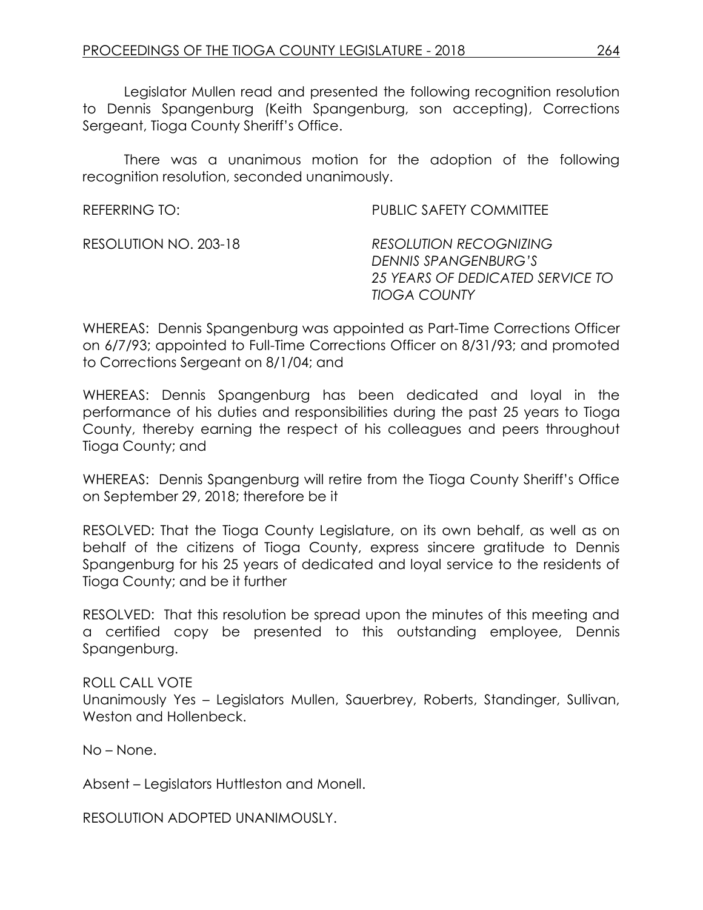Legislator Mullen read and presented the following recognition resolution to Dennis Spangenburg (Keith Spangenburg, son accepting), Corrections Sergeant, Tioga County Sheriff's Office.

There was a unanimous motion for the adoption of the following recognition resolution, seconded unanimously.

REFERRING TO: PUBLIC SAFETY COMMITTEE

RESOLUTION NO. 203-18 *RESOLUTION RECOGNIZING DENNIS SPANGENBURG'S 25 YEARS OF DEDICATED SERVICE TO TIOGA COUNTY*

WHEREAS: Dennis Spangenburg was appointed as Part-Time Corrections Officer on 6/7/93; appointed to Full-Time Corrections Officer on 8/31/93; and promoted to Corrections Sergeant on 8/1/04; and

WHEREAS: Dennis Spangenburg has been dedicated and loyal in the performance of his duties and responsibilities during the past 25 years to Tioga County, thereby earning the respect of his colleagues and peers throughout Tioga County; and

WHEREAS: Dennis Spangenburg will retire from the Tioga County Sheriff's Office on September 29, 2018; therefore be it

RESOLVED: That the Tioga County Legislature, on its own behalf, as well as on behalf of the citizens of Tioga County, express sincere gratitude to Dennis Spangenburg for his 25 years of dedicated and loyal service to the residents of Tioga County; and be it further

RESOLVED: That this resolution be spread upon the minutes of this meeting and a certified copy be presented to this outstanding employee, Dennis Spangenburg.

ROLL CALL VOTE
Unanimously Yes – Legislators Mullen, Sauerbrey, Roberts, Standinger, Sullivan, Weston and Hollenbeck.

No – None.

Absent – Legislators Huttleston and Monell.

RESOLUTION ADOPTED UNANIMOUSLY.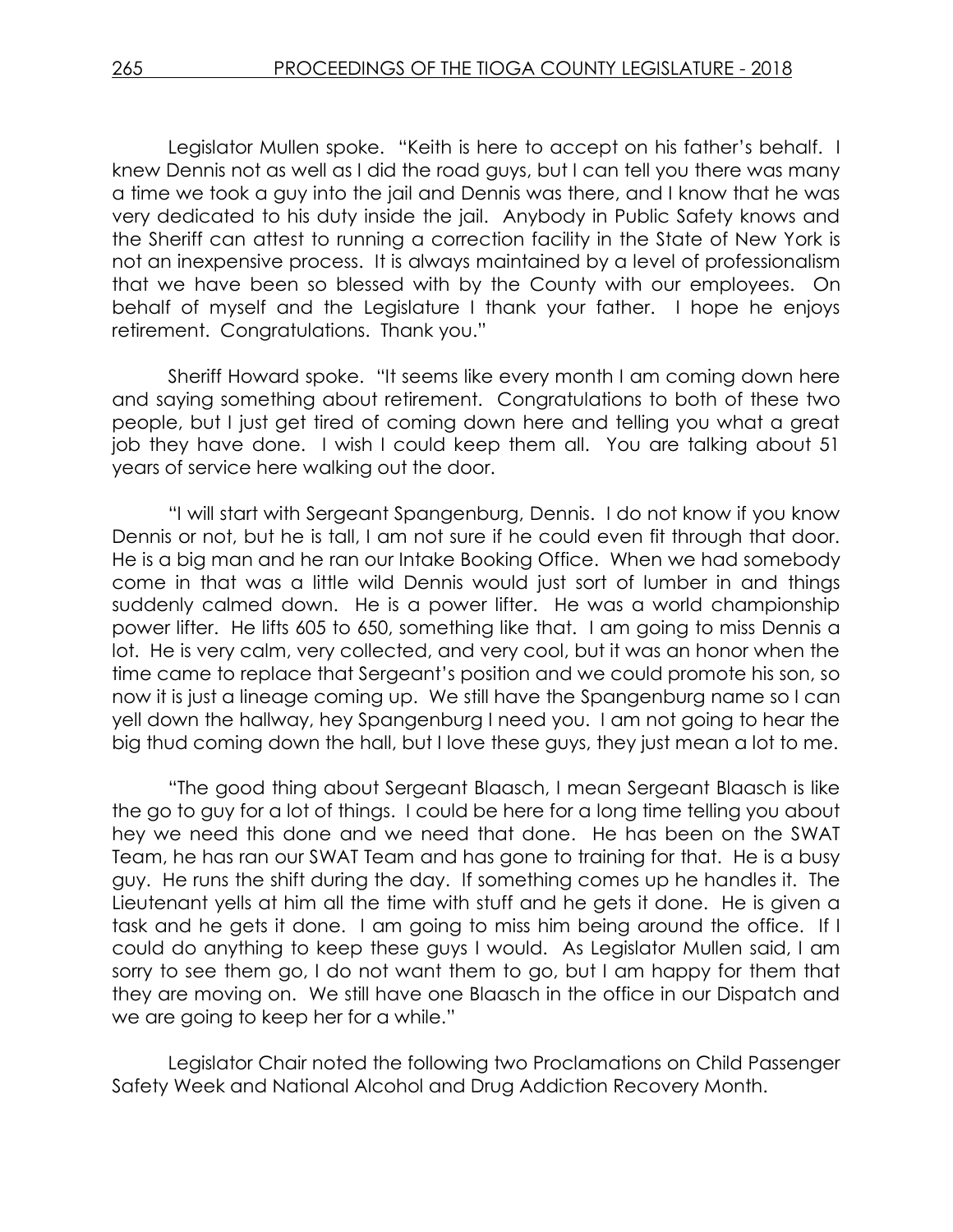Legislator Mullen spoke. "Keith is here to accept on his father's behalf. I knew Dennis not as well as I did the road guys, but I can tell you there was many a time we took a guy into the jail and Dennis was there, and I know that he was very dedicated to his duty inside the jail. Anybody in Public Safety knows and the Sheriff can attest to running a correction facility in the State of New York is not an inexpensive process. It is always maintained by a level of professionalism that we have been so blessed with by the County with our employees. On behalf of myself and the Legislature I thank your father. I hope he enjoys retirement. Congratulations. Thank you."

Sheriff Howard spoke. "It seems like every month I am coming down here and saying something about retirement. Congratulations to both of these two people, but I just get tired of coming down here and telling you what a great job they have done. I wish I could keep them all. You are talking about 51 years of service here walking out the door.

"I will start with Sergeant Spangenburg, Dennis. I do not know if you know Dennis or not, but he is tall, I am not sure if he could even fit through that door. He is a big man and he ran our Intake Booking Office. When we had somebody come in that was a little wild Dennis would just sort of lumber in and things suddenly calmed down. He is a power lifter. He was a world championship power lifter. He lifts 605 to 650, something like that. I am going to miss Dennis a lot. He is very calm, very collected, and very cool, but it was an honor when the time came to replace that Sergeant's position and we could promote his son, so now it is just a lineage coming up. We still have the Spangenburg name so I can yell down the hallway, hey Spangenburg I need you. I am not going to hear the big thud coming down the hall, but I love these guys, they just mean a lot to me.

"The good thing about Sergeant Blaasch, I mean Sergeant Blaasch is like the go to guy for a lot of things. I could be here for a long time telling you about hey we need this done and we need that done. He has been on the SWAT Team, he has ran our SWAT Team and has gone to training for that. He is a busy guy. He runs the shift during the day. If something comes up he handles it. The Lieutenant yells at him all the time with stuff and he gets it done. He is given a task and he gets it done. I am going to miss him being around the office. If I could do anything to keep these guys I would. As Legislator Mullen said, I am sorry to see them go, I do not want them to go, but I am happy for them that they are moving on. We still have one Blaasch in the office in our Dispatch and we are going to keep her for a while."

Legislator Chair noted the following two Proclamations on Child Passenger Safety Week and National Alcohol and Drug Addiction Recovery Month.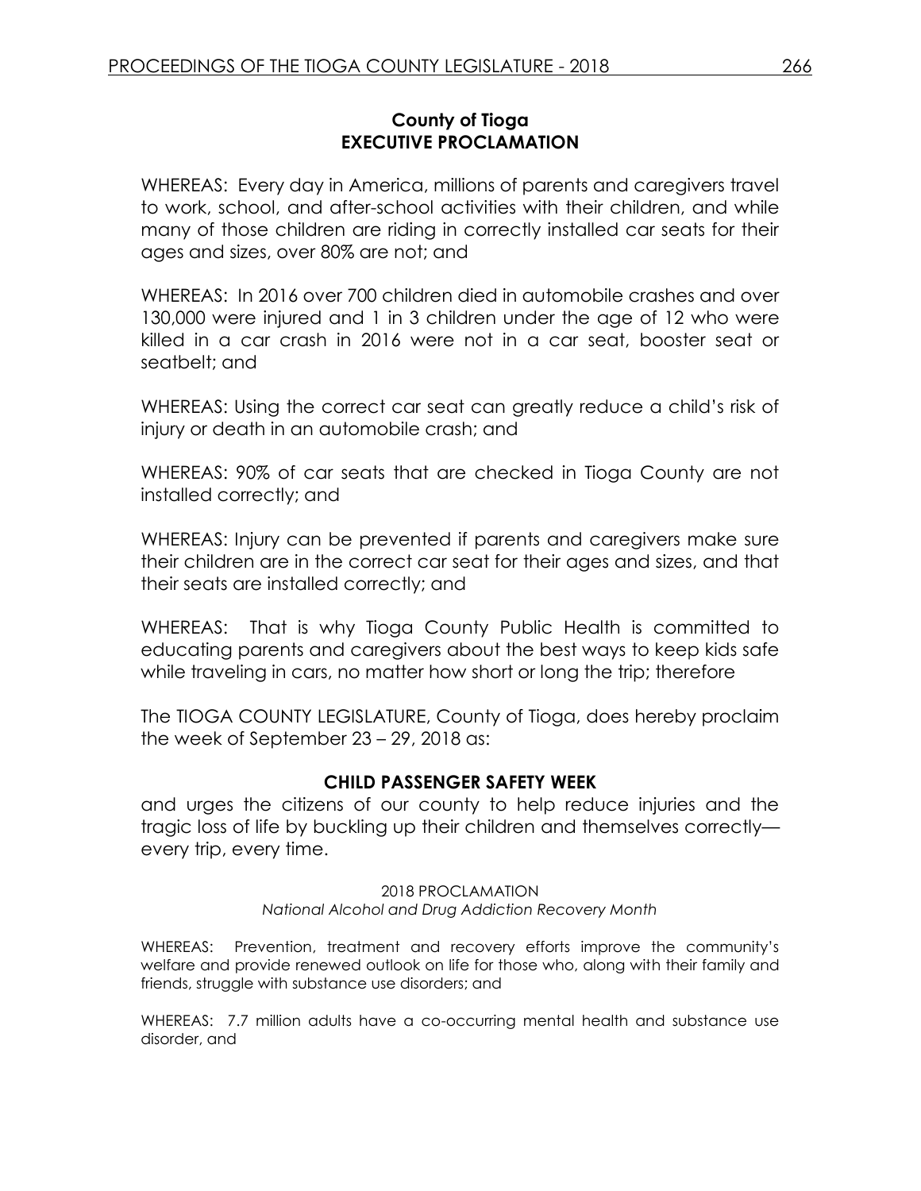## County of Tioga
## EXECUTIVE PROCLAMATION

WHEREAS: Every day in America, millions of parents and caregivers travel to work, school, and after-school activities with their children, and while many of those children are riding in correctly installed car seats for their ages and sizes, over 80% are not; and

WHEREAS: In 2016 over 700 children died in automobile crashes and over 130,000 were injured and 1 in 3 children under the age of 12 who were killed in a car crash in 2016 were not in a car seat, booster seat or seatbelt; and

WHEREAS: Using the correct car seat can greatly reduce a child's risk of injury or death in an automobile crash; and

WHEREAS: 90% of car seats that are checked in Tioga County are not installed correctly; and

WHEREAS: Injury can be prevented if parents and caregivers make sure their children are in the correct car seat for their ages and sizes, and that their seats are installed correctly; and

WHEREAS: That is why Tioga County Public Health is committed to educating parents and caregivers about the best ways to keep kids safe while traveling in cars, no matter how short or long the trip; therefore

The TIOGA COUNTY LEGISLATURE, County of Tioga, does hereby proclaim the week of September 23 – 29, 2018 as:

**CHILD PASSENGER SAFETY WEEK**

and urges the citizens of our county to help reduce injuries and the tragic loss of life by buckling up their children and themselves correctly—every trip, every time.

2018 PROCLAMATION
*National Alcohol and Drug Addiction Recovery Month*

WHEREAS: Prevention, treatment and recovery efforts improve the community's welfare and provide renewed outlook on life for those who, along with their family and friends, struggle with substance use disorders; and

WHEREAS: 7.7 million adults have a co-occurring mental health and substance use disorder, and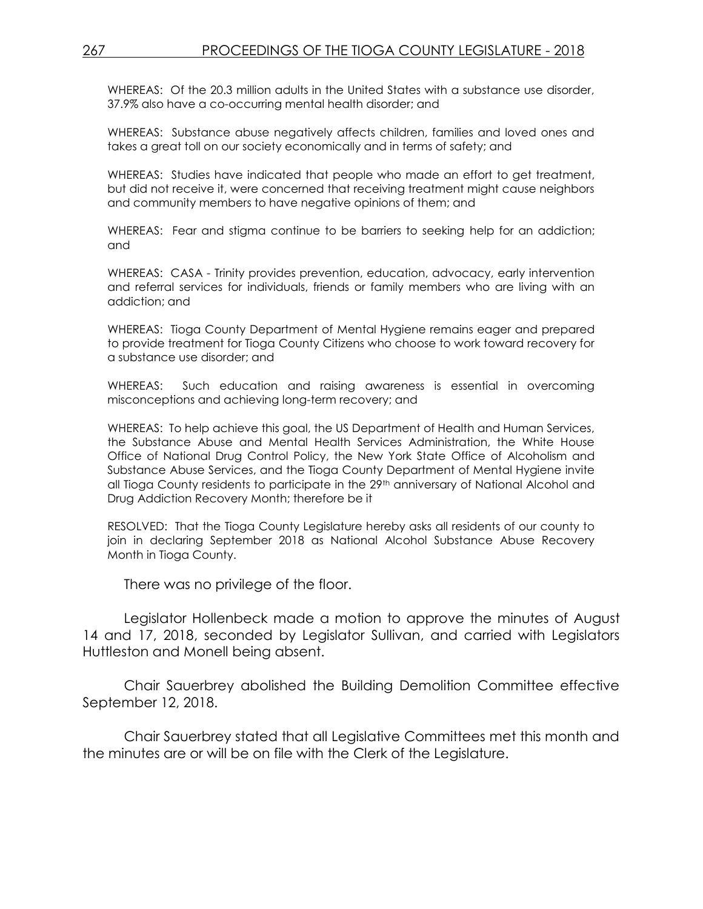WHEREAS: Of the 20.3 million adults in the United States with a substance use disorder, 37.9% also have a co-occurring mental health disorder; and

WHEREAS: Substance abuse negatively affects children, families and loved ones and takes a great toll on our society economically and in terms of safety; and

WHEREAS: Studies have indicated that people who made an effort to get treatment, but did not receive it, were concerned that receiving treatment might cause neighbors and community members to have negative opinions of them; and

WHEREAS: Fear and stigma continue to be barriers to seeking help for an addiction; and

WHEREAS: CASA - Trinity provides prevention, education, advocacy, early intervention and referral services for individuals, friends or family members who are living with an addiction; and

WHEREAS: Tioga County Department of Mental Hygiene remains eager and prepared to provide treatment for Tioga County Citizens who choose to work toward recovery for a substance use disorder; and

WHEREAS: Such education and raising awareness is essential in overcoming misconceptions and achieving long-term recovery; and

WHEREAS: To help achieve this goal, the US Department of Health and Human Services, the Substance Abuse and Mental Health Services Administration, the White House Office of National Drug Control Policy, the New York State Office of Alcoholism and Substance Abuse Services, and the Tioga County Department of Mental Hygiene invite all Tioga County residents to participate in the 29th anniversary of National Alcohol and Drug Addiction Recovery Month; therefore be it

RESOLVED: That the Tioga County Legislature hereby asks all residents of our county to join in declaring September 2018 as National Alcohol Substance Abuse Recovery Month in Tioga County.

There was no privilege of the floor.

Legislator Hollenbeck made a motion to approve the minutes of August 14 and 17, 2018, seconded by Legislator Sullivan, and carried with Legislators Huttleston and Monell being absent.

Chair Sauerbrey abolished the Building Demolition Committee effective September 12, 2018.

Chair Sauerbrey stated that all Legislative Committees met this month and the minutes are or will be on file with the Clerk of the Legislature.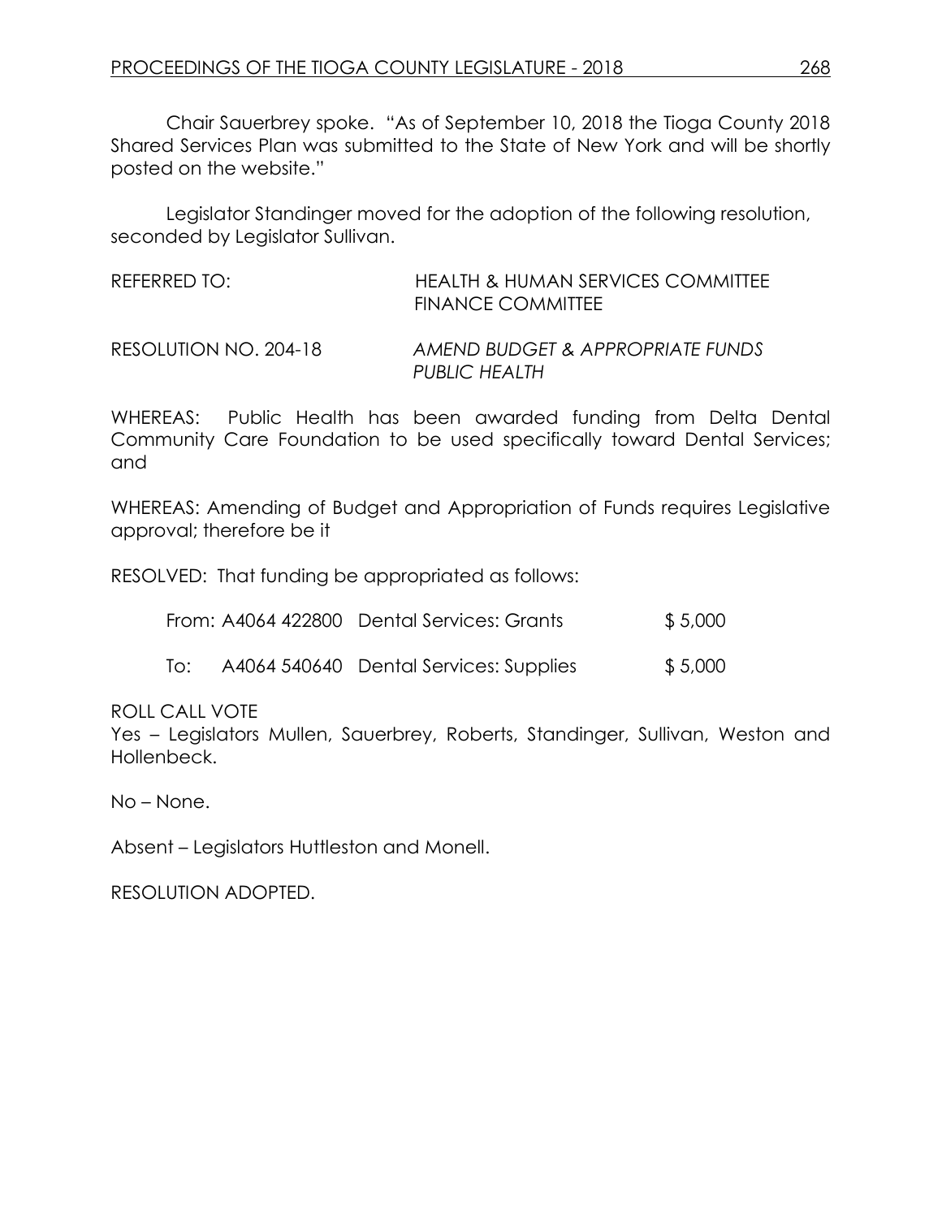Chair Sauerbrey spoke. "As of September 10, 2018 the Tioga County 2018 Shared Services Plan was submitted to the State of New York and will be shortly posted on the website."

Legislator Standinger moved for the adoption of the following resolution, seconded by Legislator Sullivan.

REFERRED TO: HEALTH & HUMAN SERVICES COMMITTEE
FINANCE COMMITTEE

RESOLUTION NO. 204-18 *AMEND BUDGET & APPROPRIATE FUNDS PUBLIC HEALTH*

WHEREAS: Public Health has been awarded funding from Delta Dental Community Care Foundation to be used specifically toward Dental Services; and

WHEREAS: Amending of Budget and Appropriation of Funds requires Legislative approval; therefore be it

RESOLVED: That funding be appropriated as follows:

| | | | |
|---|---|---|---|
| From: | A4064 422800 | Dental Services: Grants | $ 5,000 |
| To: | A4064 540640 | Dental Services: Supplies | $ 5,000 |

ROLL CALL VOTE
Yes – Legislators Mullen, Sauerbrey, Roberts, Standinger, Sullivan, Weston and Hollenbeck.

No – None.

Absent – Legislators Huttleston and Monell.

RESOLUTION ADOPTED.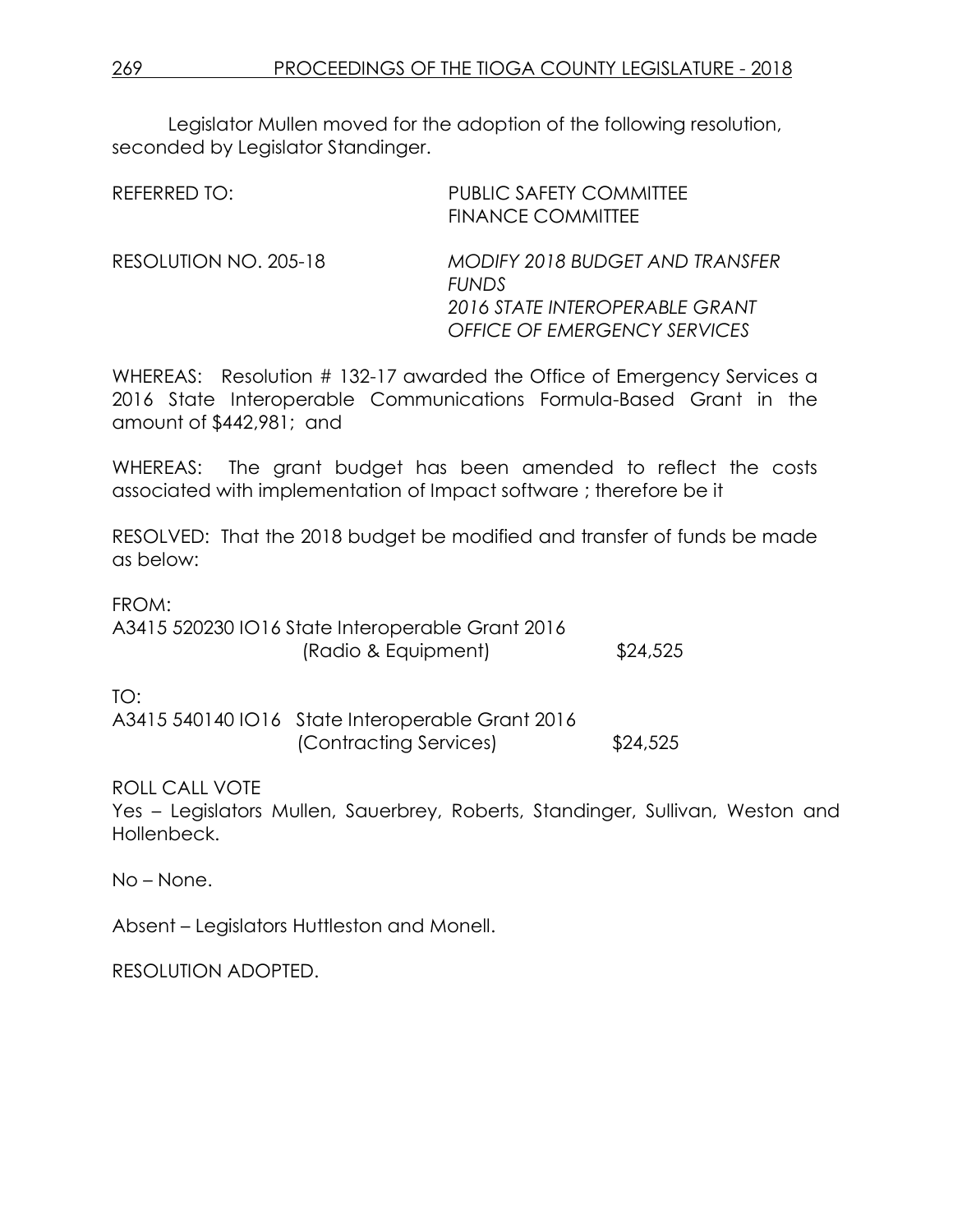Legislator Mullen moved for the adoption of the following resolution, seconded by Legislator Standinger.

REFERRED TO: PUBLIC SAFETY COMMITTEE
FINANCE COMMITTEE

RESOLUTION NO. 205-18 *MODIFY 2018 BUDGET AND TRANSFER FUNDS*
*2016 STATE INTEROPERABLE GRANT*
*OFFICE OF EMERGENCY SERVICES*

WHEREAS: Resolution # 132-17 awarded the Office of Emergency Services a 2016 State Interoperable Communications Formula-Based Grant in the amount of $442,981; and

WHEREAS: The grant budget has been amended to reflect the costs associated with implementation of Impact software ; therefore be it

RESOLVED: That the 2018 budget be modified and transfer of funds be made as below:

FROM:
A3415 520230 IO16 State Interoperable Grant 2016
(Radio & Equipment) $24,525

TO:
A3415 540140 IO16 State Interoperable Grant 2016
(Contracting Services) $24,525

ROLL CALL VOTE
Yes – Legislators Mullen, Sauerbrey, Roberts, Standinger, Sullivan, Weston and Hollenbeck.

No – None.

Absent – Legislators Huttleston and Monell.

RESOLUTION ADOPTED.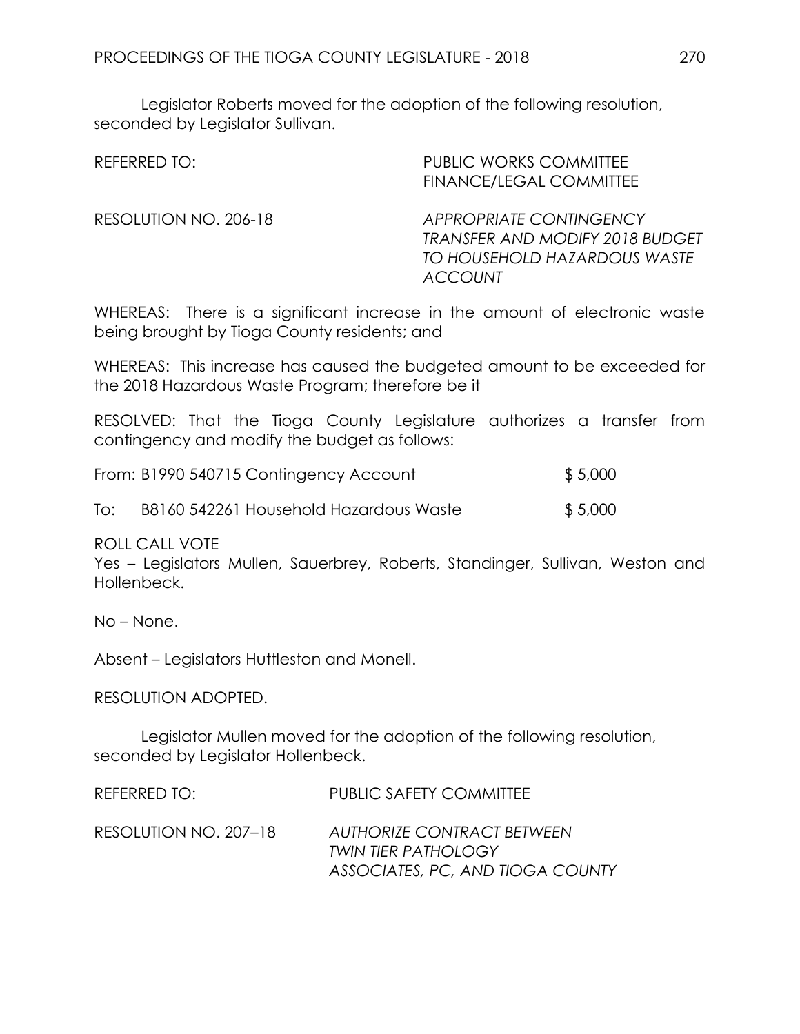Legislator Roberts moved for the adoption of the following resolution, seconded by Legislator Sullivan.

REFERRED TO: PUBLIC WORKS COMMITTEE
FINANCE/LEGAL COMMITTEE

RESOLUTION NO. 206-18 *APPROPRIATE CONTINGENCY TRANSFER AND MODIFY 2018 BUDGET TO HOUSEHOLD HAZARDOUS WASTE ACCOUNT*

WHEREAS: There is a significant increase in the amount of electronic waste being brought by Tioga County residents; and

WHEREAS: This increase has caused the budgeted amount to be exceeded for the 2018 Hazardous Waste Program; therefore be it

RESOLVED: That the Tioga County Legislature authorizes a transfer from contingency and modify the budget as follows:

From: B1990 540715 Contingency Account $ 5,000

To: B8160 542261 Household Hazardous Waste $ 5,000

ROLL CALL VOTE
Yes – Legislators Mullen, Sauerbrey, Roberts, Standinger, Sullivan, Weston and Hollenbeck.

No – None.

Absent – Legislators Huttleston and Monell.

RESOLUTION ADOPTED.

Legislator Mullen moved for the adoption of the following resolution, seconded by Legislator Hollenbeck.

REFERRED TO: PUBLIC SAFETY COMMITTEE

RESOLUTION NO. 207–18 *AUTHORIZE CONTRACT BETWEEN TWIN TIER PATHOLOGY ASSOCIATES, PC, AND TIOGA COUNTY*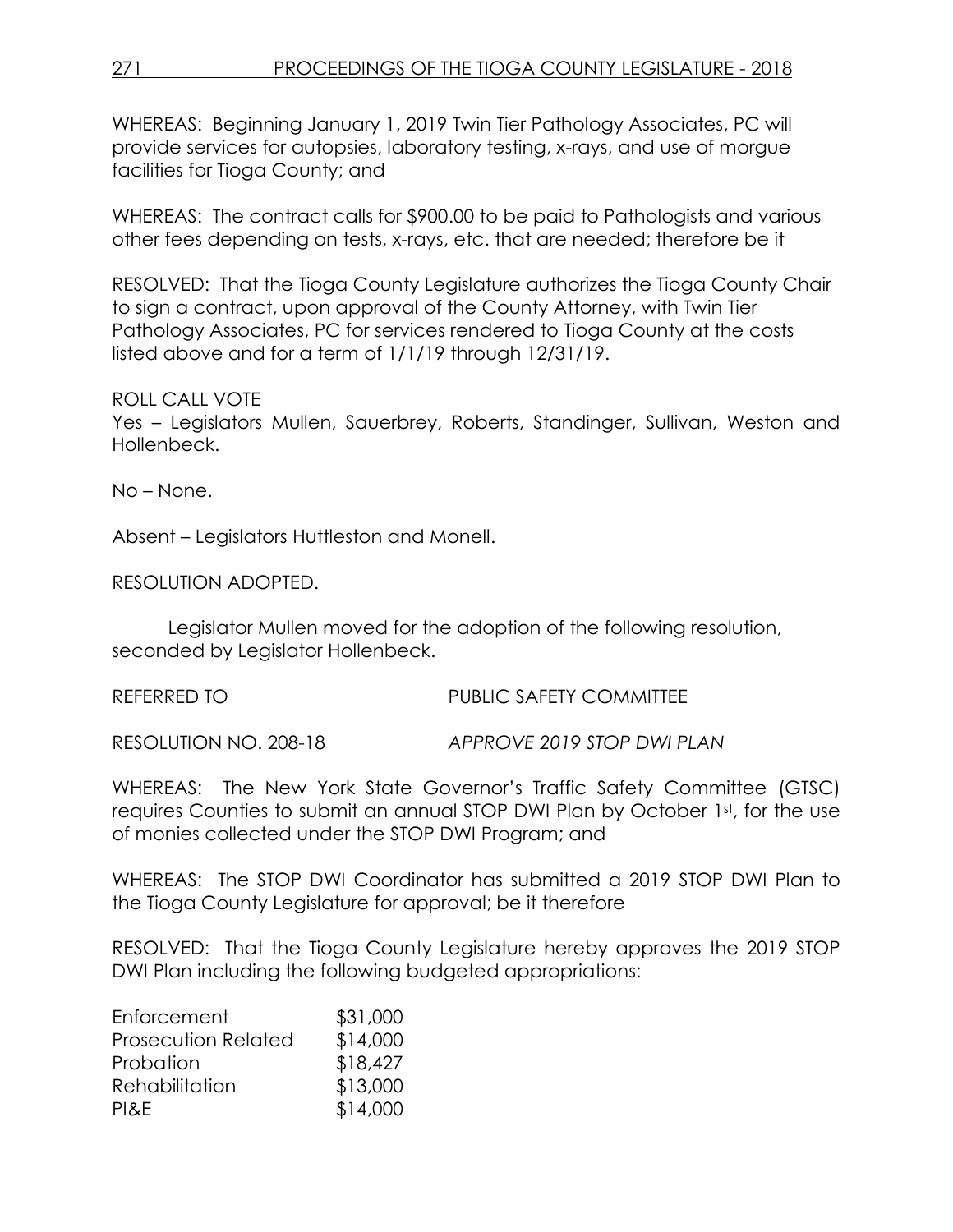WHEREAS: Beginning January 1, 2019 Twin Tier Pathology Associates, PC will provide services for autopsies, laboratory testing, x-rays, and use of morgue facilities for Tioga County; and

WHEREAS: The contract calls for $900.00 to be paid to Pathologists and various other fees depending on tests, x-rays, etc. that are needed; therefore be it

RESOLVED: That the Tioga County Legislature authorizes the Tioga County Chair to sign a contract, upon approval of the County Attorney, with Twin Tier Pathology Associates, PC for services rendered to Tioga County at the costs listed above and for a term of 1/1/19 through 12/31/19.

ROLL CALL VOTE
Yes – Legislators Mullen, Sauerbrey, Roberts, Standinger, Sullivan, Weston and Hollenbeck.

No – None.

Absent – Legislators Huttleston and Monell.

RESOLUTION ADOPTED.

Legislator Mullen moved for the adoption of the following resolution, seconded by Legislator Hollenbeck.

REFERRED TO PUBLIC SAFETY COMMITTEE

RESOLUTION NO. 208-18 *APPROVE 2019 STOP DWI PLAN*

WHEREAS: The New York State Governor's Traffic Safety Committee (GTSC) requires Counties to submit an annual STOP DWI Plan by October 1st, for the use of monies collected under the STOP DWI Program; and

WHEREAS: The STOP DWI Coordinator has submitted a 2019 STOP DWI Plan to the Tioga County Legislature for approval; be it therefore

RESOLVED: That the Tioga County Legislature hereby approves the 2019 STOP DWI Plan including the following budgeted appropriations:

| | |
|---|---|
| Enforcement | $31,000 |
| Prosecution Related | $14,000 |
| Probation | $18,427 |
| Rehabilitation | $13,000 |
| PI&E | $14,000 |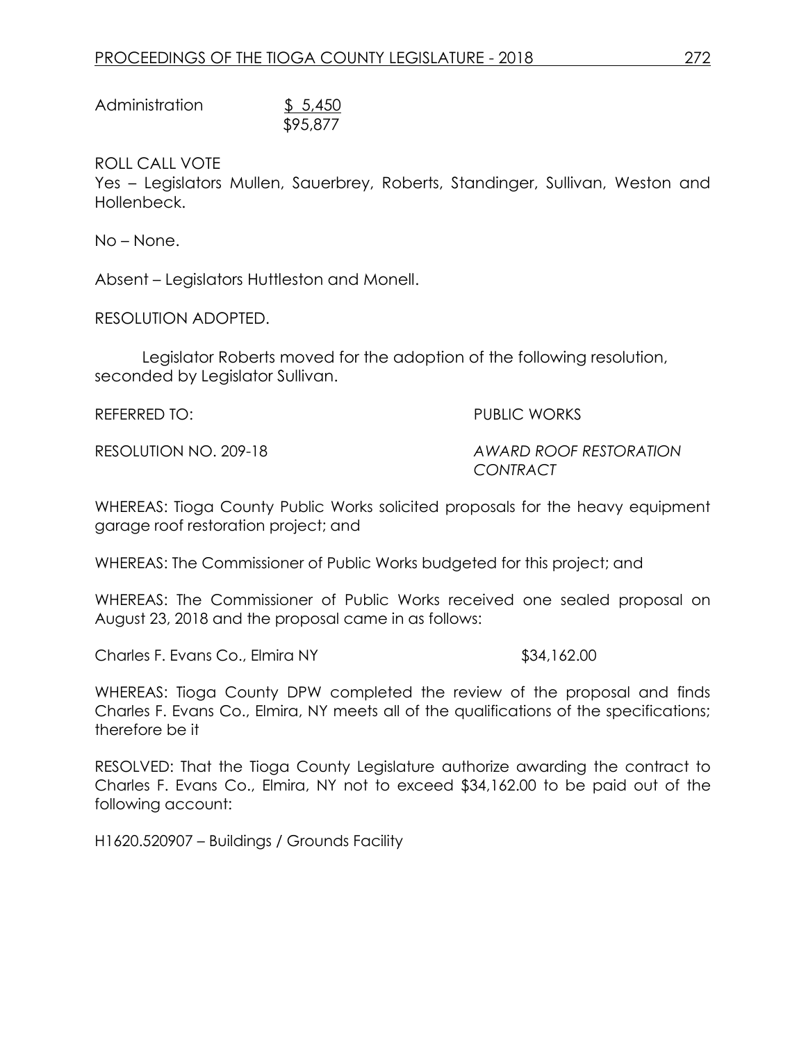Administration $ 5,450
$95,877

ROLL CALL VOTE
Yes – Legislators Mullen, Sauerbrey, Roberts, Standinger, Sullivan, Weston and Hollenbeck.

No – None.

Absent – Legislators Huttleston and Monell.

RESOLUTION ADOPTED.

Legislator Roberts moved for the adoption of the following resolution, seconded by Legislator Sullivan.

REFERRED TO: PUBLIC WORKS

RESOLUTION NO. 209-18 *AWARD ROOF RESTORATION CONTRACT*

WHEREAS: Tioga County Public Works solicited proposals for the heavy equipment garage roof restoration project; and

WHEREAS: The Commissioner of Public Works budgeted for this project; and

WHEREAS: The Commissioner of Public Works received one sealed proposal on August 23, 2018 and the proposal came in as follows:

Charles F. Evans Co., Elmira NY $34,162.00

WHEREAS: Tioga County DPW completed the review of the proposal and finds Charles F. Evans Co., Elmira, NY meets all of the qualifications of the specifications; therefore be it

RESOLVED: That the Tioga County Legislature authorize awarding the contract to Charles F. Evans Co., Elmira, NY not to exceed $34,162.00 to be paid out of the following account:

H1620.520907 – Buildings / Grounds Facility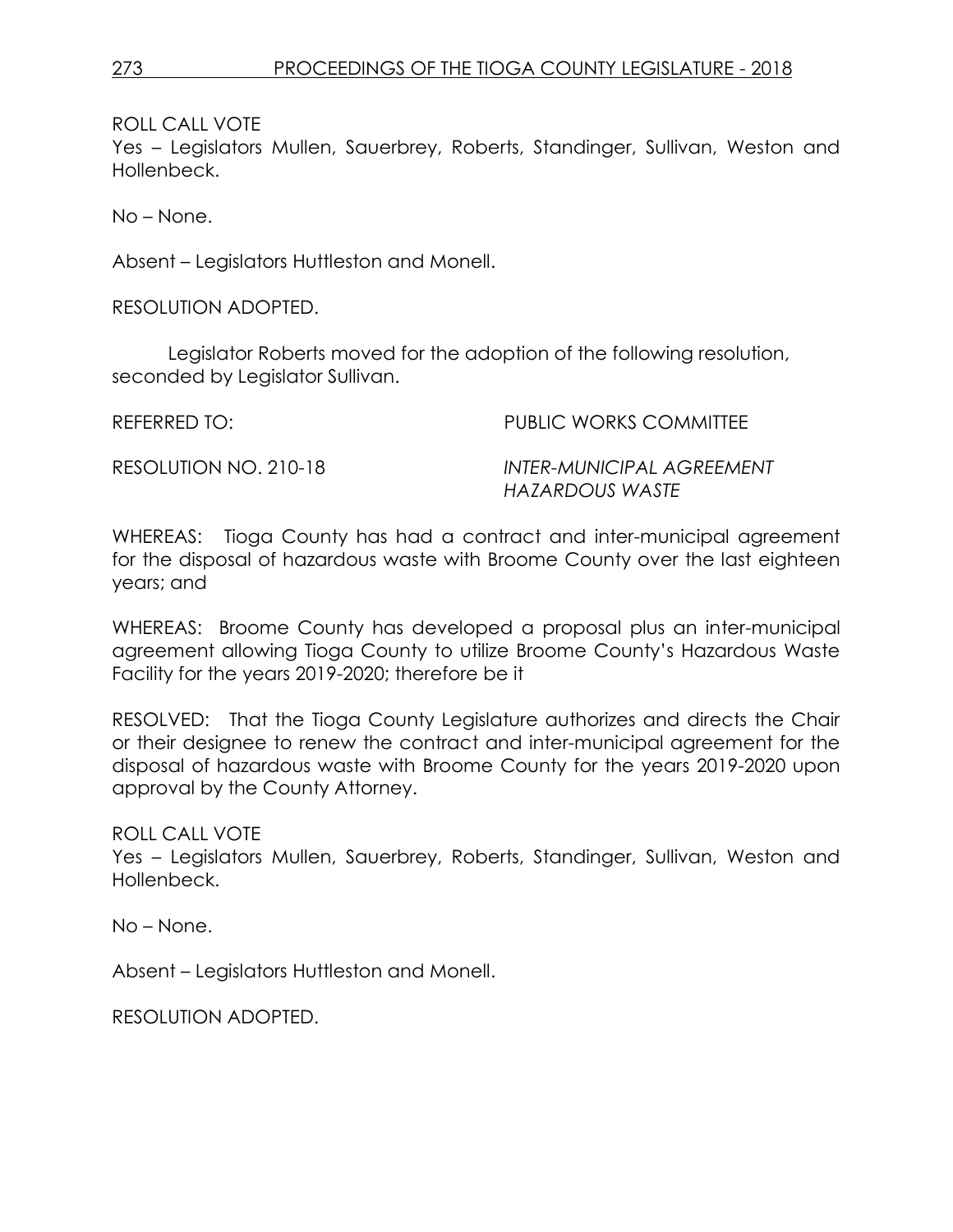ROLL CALL VOTE
Yes – Legislators Mullen, Sauerbrey, Roberts, Standinger, Sullivan, Weston and Hollenbeck.

No – None.

Absent – Legislators Huttleston and Monell.

RESOLUTION ADOPTED.

Legislator Roberts moved for the adoption of the following resolution, seconded by Legislator Sullivan.

REFERRED TO: PUBLIC WORKS COMMITTEE

RESOLUTION NO. 210-18 *INTER-MUNICIPAL AGREEMENT HAZARDOUS WASTE*

WHEREAS: Tioga County has had a contract and inter-municipal agreement for the disposal of hazardous waste with Broome County over the last eighteen years; and

WHEREAS: Broome County has developed a proposal plus an inter-municipal agreement allowing Tioga County to utilize Broome County's Hazardous Waste Facility for the years 2019-2020; therefore be it

RESOLVED: That the Tioga County Legislature authorizes and directs the Chair or their designee to renew the contract and inter-municipal agreement for the disposal of hazardous waste with Broome County for the years 2019-2020 upon approval by the County Attorney.

ROLL CALL VOTE
Yes – Legislators Mullen, Sauerbrey, Roberts, Standinger, Sullivan, Weston and Hollenbeck.

No – None.

Absent – Legislators Huttleston and Monell.

RESOLUTION ADOPTED.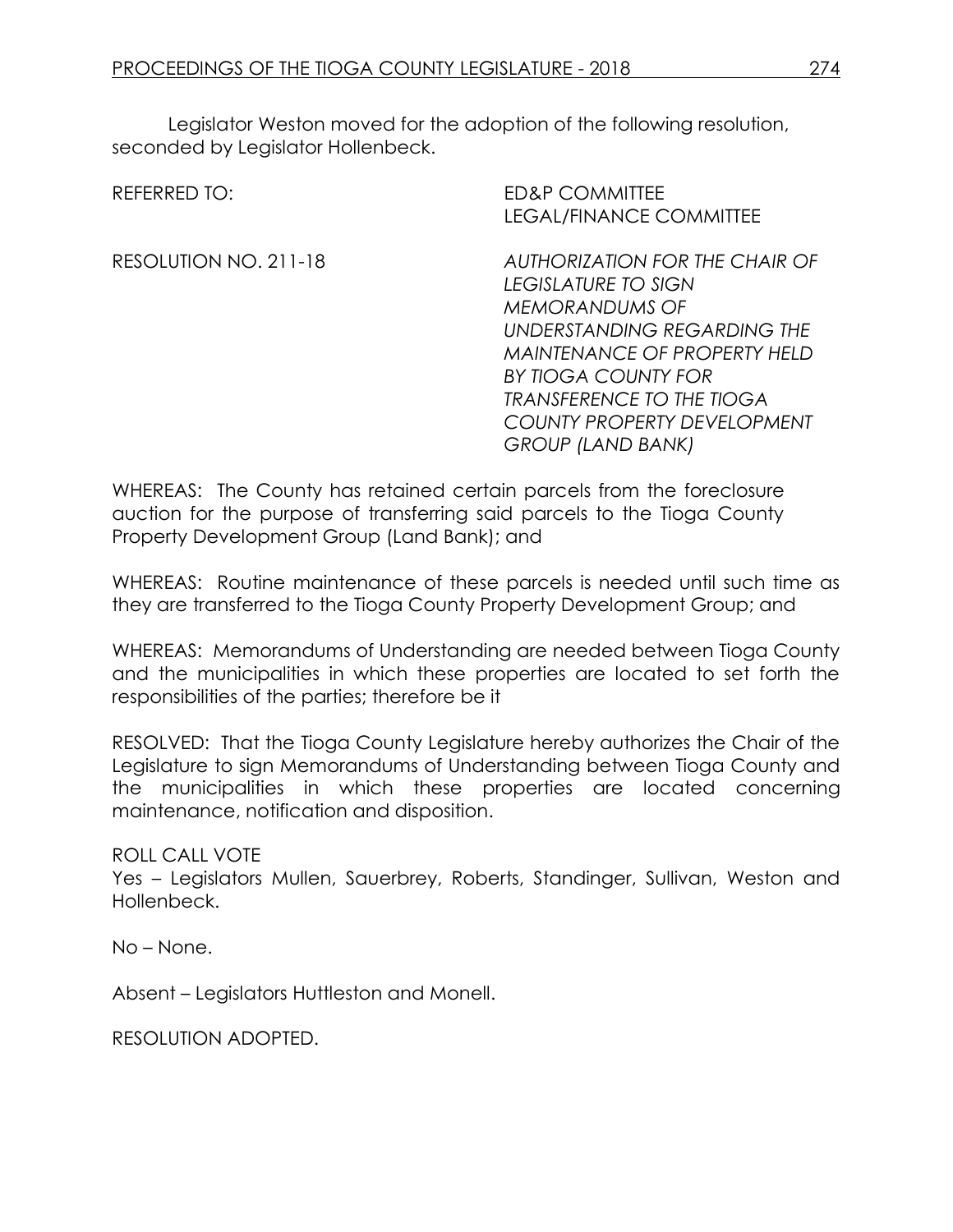Legislator Weston moved for the adoption of the following resolution, seconded by Legislator Hollenbeck.

REFERRED TO: ED&P COMMITTEE
LEGAL/FINANCE COMMITTEE

RESOLUTION NO. 211-18 *AUTHORIZATION FOR THE CHAIR OF LEGISLATURE TO SIGN MEMORANDUMS OF UNDERSTANDING REGARDING THE MAINTENANCE OF PROPERTY HELD BY TIOGA COUNTY FOR TRANSFERENCE TO THE TIOGA COUNTY PROPERTY DEVELOPMENT GROUP (LAND BANK)*

WHEREAS: The County has retained certain parcels from the foreclosure auction for the purpose of transferring said parcels to the Tioga County Property Development Group (Land Bank); and

WHEREAS: Routine maintenance of these parcels is needed until such time as they are transferred to the Tioga County Property Development Group; and

WHEREAS: Memorandums of Understanding are needed between Tioga County and the municipalities in which these properties are located to set forth the responsibilities of the parties; therefore be it

RESOLVED: That the Tioga County Legislature hereby authorizes the Chair of the Legislature to sign Memorandums of Understanding between Tioga County and the municipalities in which these properties are located concerning maintenance, notification and disposition.

ROLL CALL VOTE
Yes – Legislators Mullen, Sauerbrey, Roberts, Standinger, Sullivan, Weston and Hollenbeck.

No – None.

Absent – Legislators Huttleston and Monell.

RESOLUTION ADOPTED.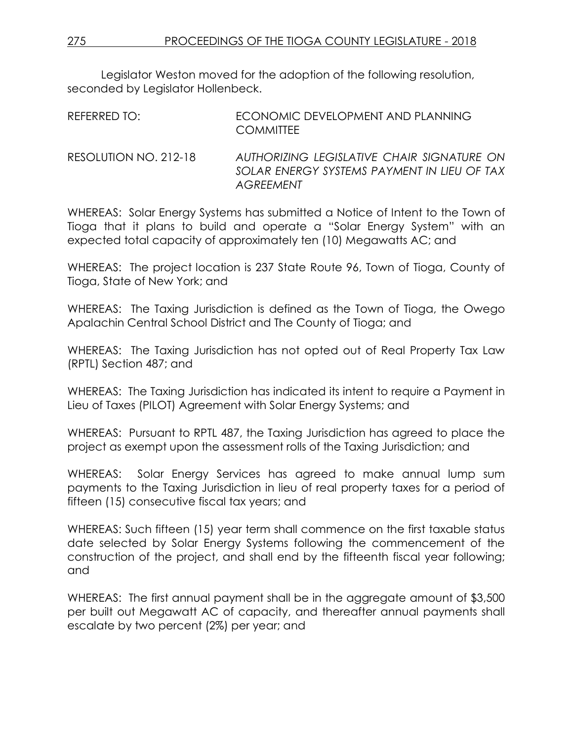Legislator Weston moved for the adoption of the following resolution, seconded by Legislator Hollenbeck.

REFERRED TO: ECONOMIC DEVELOPMENT AND PLANNING COMMITTEE

RESOLUTION NO. 212-18 *AUTHORIZING LEGISLATIVE CHAIR SIGNATURE ON SOLAR ENERGY SYSTEMS PAYMENT IN LIEU OF TAX AGREEMENT*

WHEREAS: Solar Energy Systems has submitted a Notice of Intent to the Town of Tioga that it plans to build and operate a "Solar Energy System" with an expected total capacity of approximately ten (10) Megawatts AC; and

WHEREAS: The project location is 237 State Route 96, Town of Tioga, County of Tioga, State of New York; and

WHEREAS: The Taxing Jurisdiction is defined as the Town of Tioga, the Owego Apalachin Central School District and The County of Tioga; and

WHEREAS: The Taxing Jurisdiction has not opted out of Real Property Tax Law (RPTL) Section 487; and

WHEREAS: The Taxing Jurisdiction has indicated its intent to require a Payment in Lieu of Taxes (PILOT) Agreement with Solar Energy Systems; and

WHEREAS: Pursuant to RPTL 487, the Taxing Jurisdiction has agreed to place the project as exempt upon the assessment rolls of the Taxing Jurisdiction; and

WHEREAS: Solar Energy Services has agreed to make annual lump sum payments to the Taxing Jurisdiction in lieu of real property taxes for a period of fifteen (15) consecutive fiscal tax years; and

WHEREAS: Such fifteen (15) year term shall commence on the first taxable status date selected by Solar Energy Systems following the commencement of the construction of the project, and shall end by the fifteenth fiscal year following; and

WHEREAS: The first annual payment shall be in the aggregate amount of $3,500 per built out Megawatt AC of capacity, and thereafter annual payments shall escalate by two percent (2%) per year; and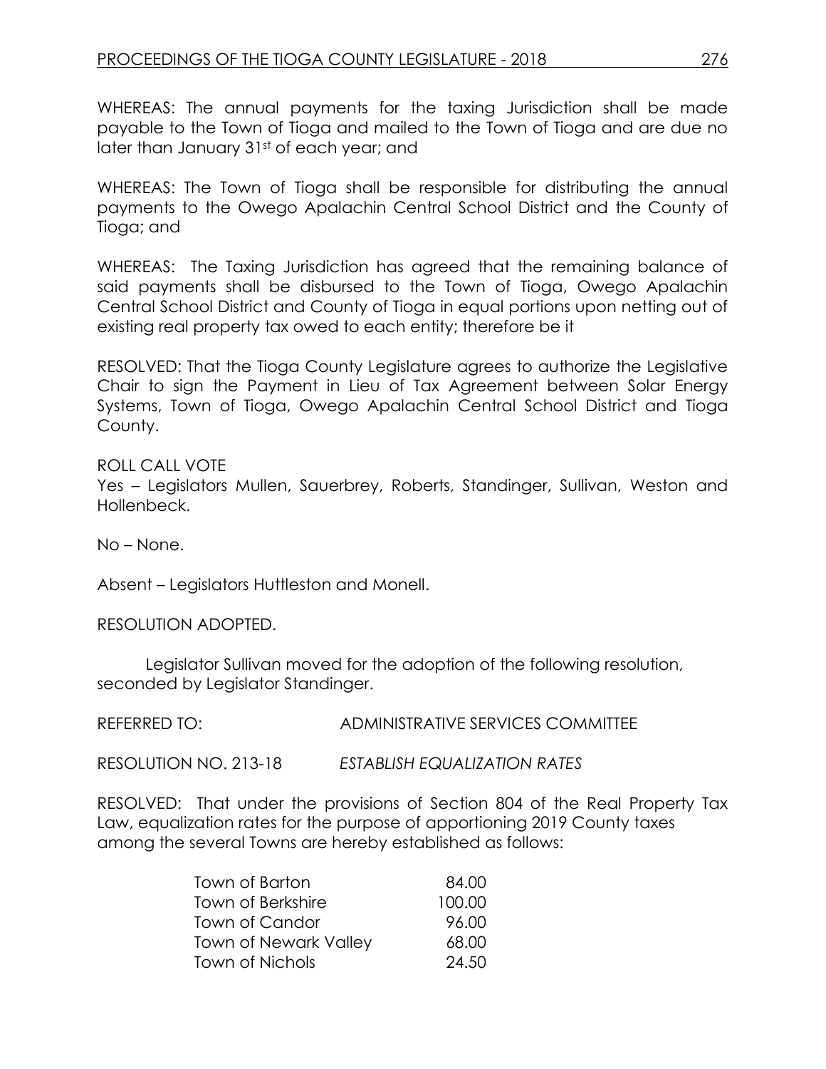WHEREAS: The annual payments for the taxing Jurisdiction shall be made payable to the Town of Tioga and mailed to the Town of Tioga and are due no later than January 31st of each year; and

WHEREAS: The Town of Tioga shall be responsible for distributing the annual payments to the Owego Apalachin Central School District and the County of Tioga; and

WHEREAS: The Taxing Jurisdiction has agreed that the remaining balance of said payments shall be disbursed to the Town of Tioga, Owego Apalachin Central School District and County of Tioga in equal portions upon netting out of existing real property tax owed to each entity; therefore be it

RESOLVED: That the Tioga County Legislature agrees to authorize the Legislative Chair to sign the Payment in Lieu of Tax Agreement between Solar Energy Systems, Town of Tioga, Owego Apalachin Central School District and Tioga County.

ROLL CALL VOTE
Yes – Legislators Mullen, Sauerbrey, Roberts, Standinger, Sullivan, Weston and Hollenbeck.

No – None.

Absent – Legislators Huttleston and Monell.

RESOLUTION ADOPTED.

Legislator Sullivan moved for the adoption of the following resolution, seconded by Legislator Standinger.

REFERRED TO: ADMINISTRATIVE SERVICES COMMITTEE

RESOLUTION NO. 213-18 *ESTABLISH EQUALIZATION RATES*

RESOLVED: That under the provisions of Section 804 of the Real Property Tax Law, equalization rates for the purpose of apportioning 2019 County taxes among the several Towns are hereby established as follows:

| | |
|---|---|
| Town of Barton | 84.00 |
| Town of Berkshire | 100.00 |
| Town of Candor | 96.00 |
| Town of Newark Valley | 68.00 |
| Town of Nichols | 24.50 |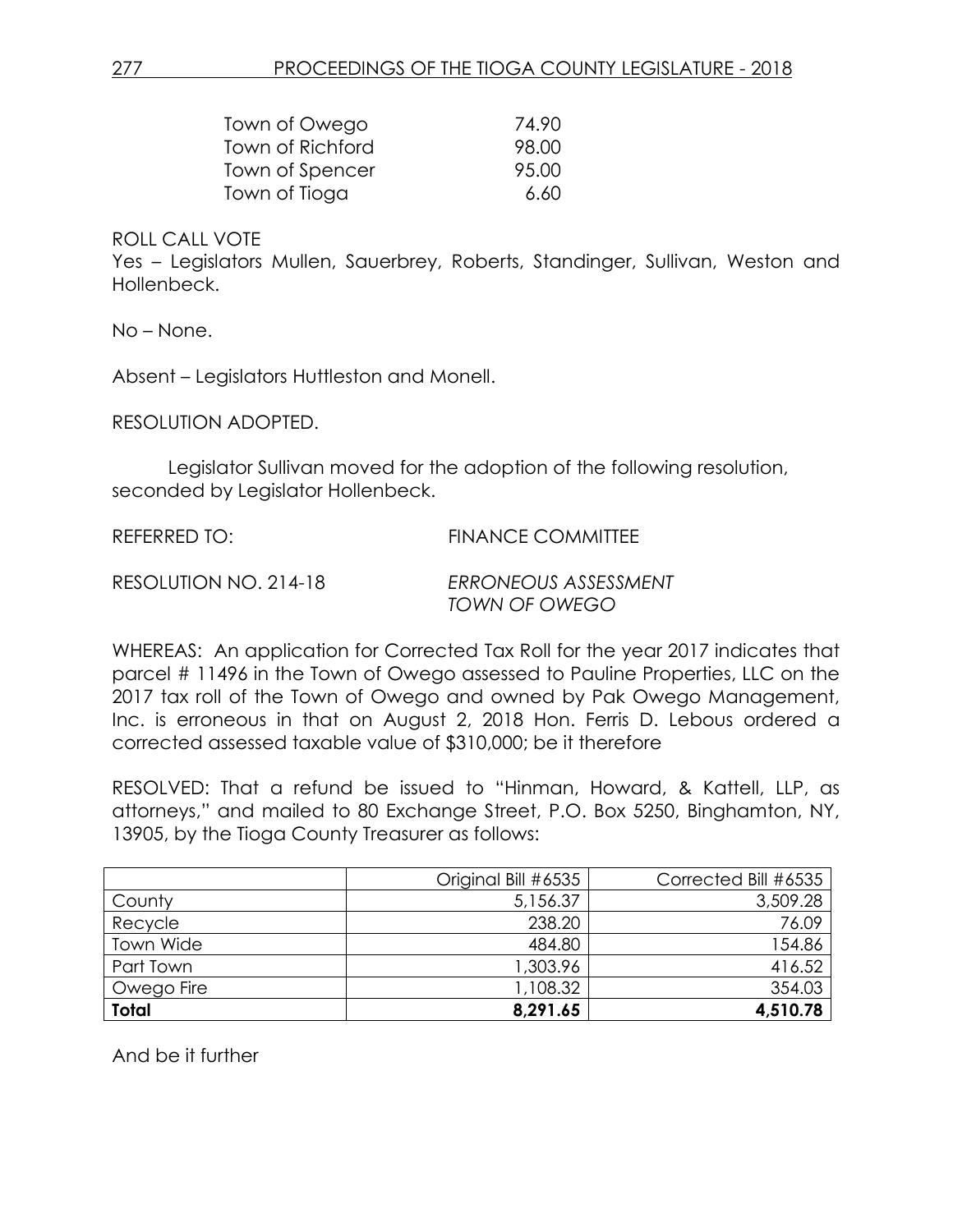| | |
|---|---|
| Town of Owego | 74.90 |
| Town of Richford | 98.00 |
| Town of Spencer | 95.00 |
| Town of Tioga | 6.60 |

ROLL CALL VOTE
Yes – Legislators Mullen, Sauerbrey, Roberts, Standinger, Sullivan, Weston and Hollenbeck.

No – None.

Absent – Legislators Huttleston and Monell.

RESOLUTION ADOPTED.

Legislator Sullivan moved for the adoption of the following resolution, seconded by Legislator Hollenbeck.

REFERRED TO: FINANCE COMMITTEE

RESOLUTION NO. 214-18 *ERRONEOUS ASSESSMENT TOWN OF OWEGO*

WHEREAS: An application for Corrected Tax Roll for the year 2017 indicates that parcel # 11496 in the Town of Owego assessed to Pauline Properties, LLC on the 2017 tax roll of the Town of Owego and owned by Pak Owego Management, Inc. is erroneous in that on August 2, 2018 Hon. Ferris D. Lebous ordered a corrected assessed taxable value of $310,000; be it therefore

RESOLVED: That a refund be issued to "Hinman, Howard, & Kattell, LLP, as attorneys," and mailed to 80 Exchange Street, P.O. Box 5250, Binghamton, NY, 13905, by the Tioga County Treasurer as follows:

| | Original Bill #6535 | Corrected Bill #6535 |
|---|---:|---:|
| County | 5,156.37 | 3,509.28 |
| Recycle | 238.20 | 76.09 |
| Town Wide | 484.80 | 154.86 |
| Part Town | 1,303.96 | 416.52 |
| Owego Fire | 1,108.32 | 354.03 |
| **Total** | **8,291.65** | **4,510.78** |

And be it further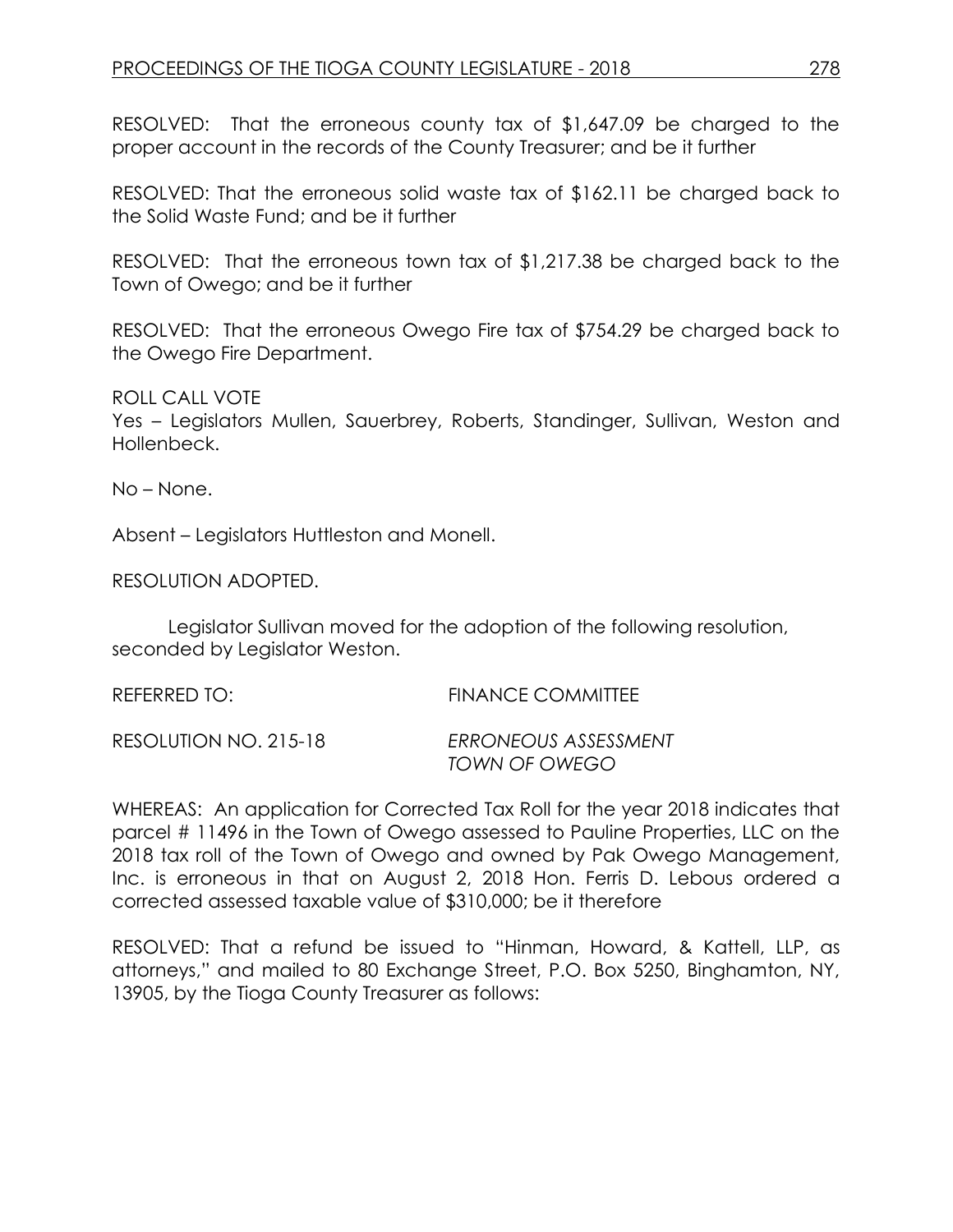RESOLVED: That the erroneous county tax of $1,647.09 be charged to the proper account in the records of the County Treasurer; and be it further

RESOLVED: That the erroneous solid waste tax of $162.11 be charged back to the Solid Waste Fund; and be it further

RESOLVED: That the erroneous town tax of $1,217.38 be charged back to the Town of Owego; and be it further

RESOLVED: That the erroneous Owego Fire tax of $754.29 be charged back to the Owego Fire Department.

ROLL CALL VOTE
Yes – Legislators Mullen, Sauerbrey, Roberts, Standinger, Sullivan, Weston and Hollenbeck.

No – None.

Absent – Legislators Huttleston and Monell.

RESOLUTION ADOPTED.

Legislator Sullivan moved for the adoption of the following resolution, seconded by Legislator Weston.

REFERRED TO: FINANCE COMMITTEE

RESOLUTION NO. 215-18 *ERRONEOUS ASSESSMENT TOWN OF OWEGO*

WHEREAS: An application for Corrected Tax Roll for the year 2018 indicates that parcel # 11496 in the Town of Owego assessed to Pauline Properties, LLC on the 2018 tax roll of the Town of Owego and owned by Pak Owego Management, Inc. is erroneous in that on August 2, 2018 Hon. Ferris D. Lebous ordered a corrected assessed taxable value of $310,000; be it therefore

RESOLVED: That a refund be issued to "Hinman, Howard, & Kattell, LLP, as attorneys," and mailed to 80 Exchange Street, P.O. Box 5250, Binghamton, NY, 13905, by the Tioga County Treasurer as follows: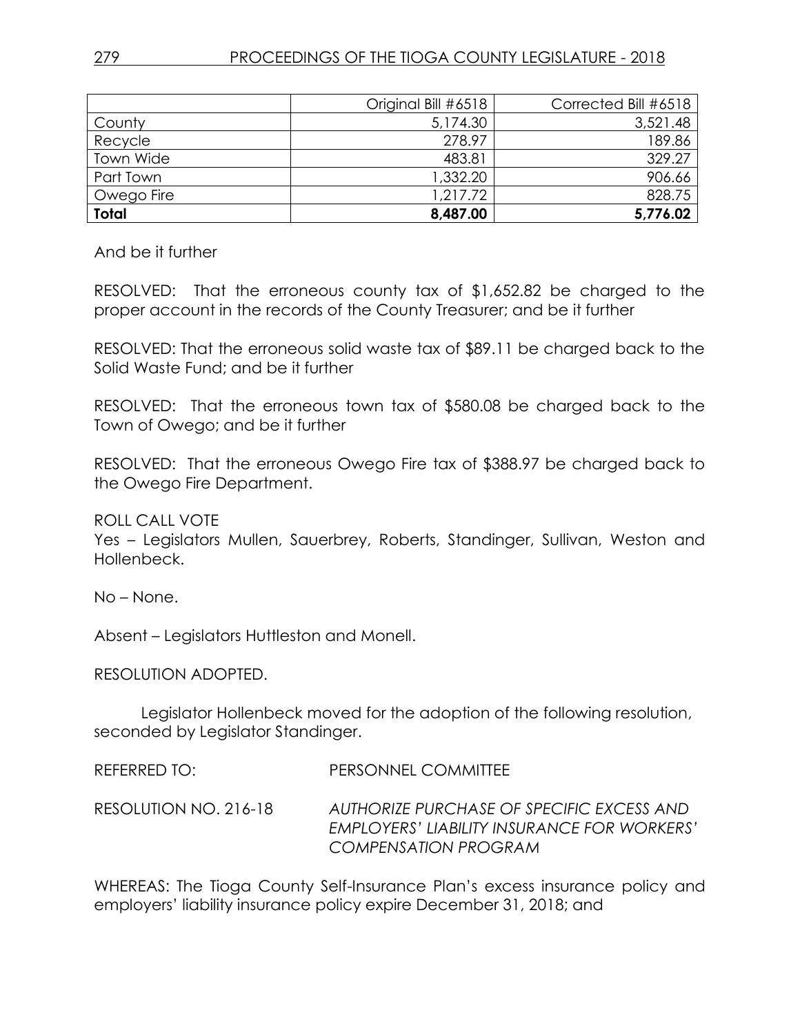| | Original Bill #6518 | Corrected Bill #6518 |
|---|---|---|
| County | 5,174.30 | 3,521.48 |
| Recycle | 278.97 | 189.86 |
| Town Wide | 483.81 | 329.27 |
| Part Town | 1,332.20 | 906.66 |
| Owego Fire | 1,217.72 | 828.75 |
| **Total** | **8,487.00** | **5,776.02** |

And be it further

RESOLVED: That the erroneous county tax of $1,652.82 be charged to the proper account in the records of the County Treasurer; and be it further

RESOLVED: That the erroneous solid waste tax of $89.11 be charged back to the Solid Waste Fund; and be it further

RESOLVED: That the erroneous town tax of $580.08 be charged back to the Town of Owego; and be it further

RESOLVED: That the erroneous Owego Fire tax of $388.97 be charged back to the Owego Fire Department.

ROLL CALL VOTE
Yes – Legislators Mullen, Sauerbrey, Roberts, Standinger, Sullivan, Weston and Hollenbeck.

No – None.

Absent – Legislators Huttleston and Monell.

RESOLUTION ADOPTED.

Legislator Hollenbeck moved for the adoption of the following resolution, seconded by Legislator Standinger.

REFERRED TO: PERSONNEL COMMITTEE

RESOLUTION NO. 216-18 *AUTHORIZE PURCHASE OF SPECIFIC EXCESS AND EMPLOYERS' LIABILITY INSURANCE FOR WORKERS' COMPENSATION PROGRAM*

WHEREAS: The Tioga County Self-Insurance Plan's excess insurance policy and employers' liability insurance policy expire December 31, 2018; and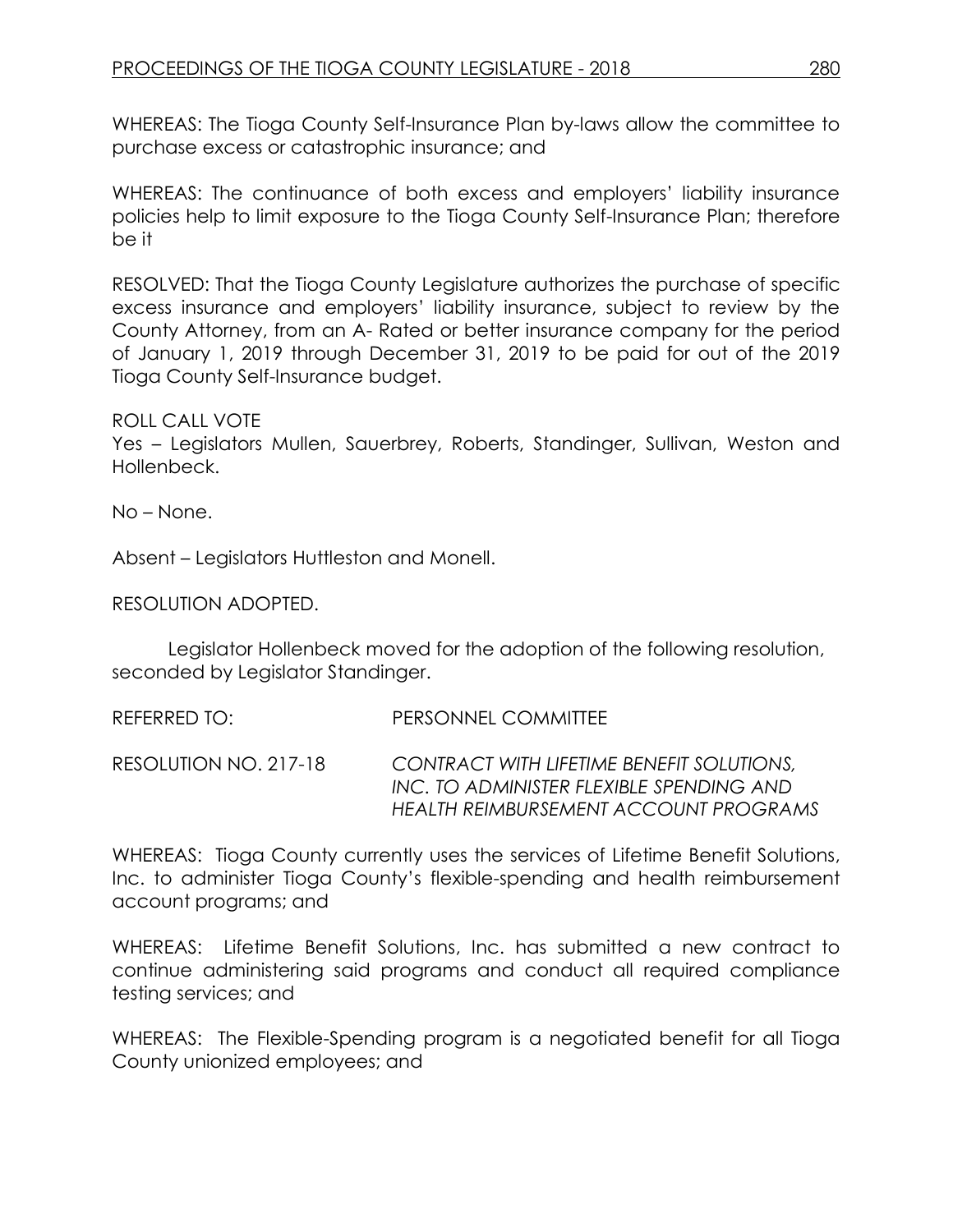WHEREAS: The Tioga County Self-Insurance Plan by-laws allow the committee to purchase excess or catastrophic insurance; and

WHEREAS: The continuance of both excess and employers' liability insurance policies help to limit exposure to the Tioga County Self-Insurance Plan; therefore be it

RESOLVED: That the Tioga County Legislature authorizes the purchase of specific excess insurance and employers' liability insurance, subject to review by the County Attorney, from an A- Rated or better insurance company for the period of January 1, 2019 through December 31, 2019 to be paid for out of the 2019 Tioga County Self-Insurance budget.

ROLL CALL VOTE
Yes – Legislators Mullen, Sauerbrey, Roberts, Standinger, Sullivan, Weston and Hollenbeck.

No – None.

Absent – Legislators Huttleston and Monell.

RESOLUTION ADOPTED.

Legislator Hollenbeck moved for the adoption of the following resolution, seconded by Legislator Standinger.

REFERRED TO: PERSONNEL COMMITTEE

RESOLUTION NO. 217-18 *CONTRACT WITH LIFETIME BENEFIT SOLUTIONS, INC. TO ADMINISTER FLEXIBLE SPENDING AND HEALTH REIMBURSEMENT ACCOUNT PROGRAMS*

WHEREAS: Tioga County currently uses the services of Lifetime Benefit Solutions, Inc. to administer Tioga County's flexible-spending and health reimbursement account programs; and

WHEREAS: Lifetime Benefit Solutions, Inc. has submitted a new contract to continue administering said programs and conduct all required compliance testing services; and

WHEREAS: The Flexible-Spending program is a negotiated benefit for all Tioga County unionized employees; and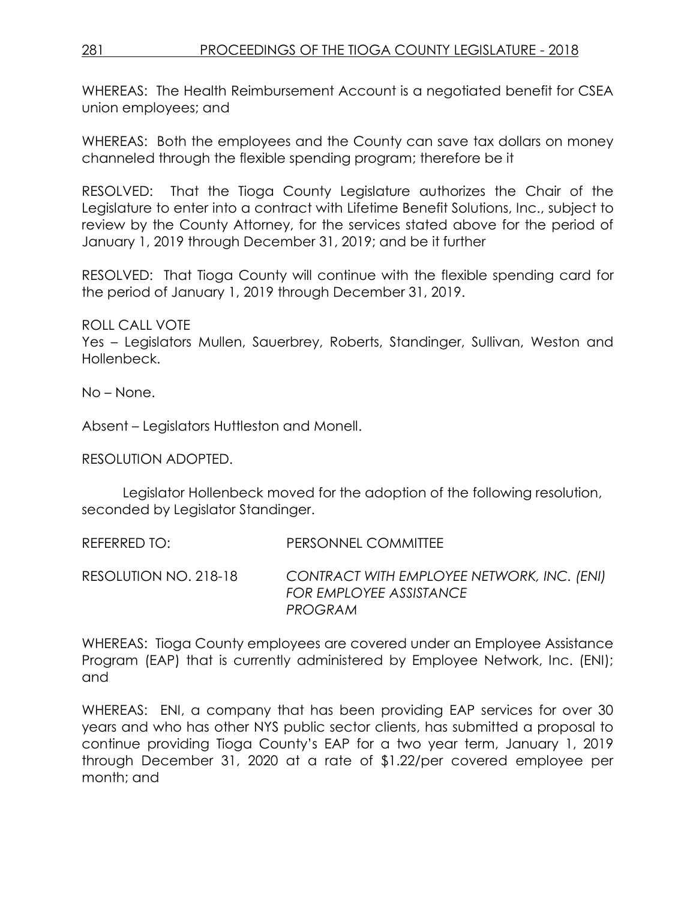WHEREAS: The Health Reimbursement Account is a negotiated benefit for CSEA union employees; and

WHEREAS: Both the employees and the County can save tax dollars on money channeled through the flexible spending program; therefore be it

RESOLVED: That the Tioga County Legislature authorizes the Chair of the Legislature to enter into a contract with Lifetime Benefit Solutions, Inc., subject to review by the County Attorney, for the services stated above for the period of January 1, 2019 through December 31, 2019; and be it further

RESOLVED: That Tioga County will continue with the flexible spending card for the period of January 1, 2019 through December 31, 2019.

ROLL CALL VOTE
Yes – Legislators Mullen, Sauerbrey, Roberts, Standinger, Sullivan, Weston and Hollenbeck.

No – None.

Absent – Legislators Huttleston and Monell.

RESOLUTION ADOPTED.

Legislator Hollenbeck moved for the adoption of the following resolution, seconded by Legislator Standinger.

REFERRED TO: PERSONNEL COMMITTEE

RESOLUTION NO. 218-18 *CONTRACT WITH EMPLOYEE NETWORK, INC. (ENI) FOR EMPLOYEE ASSISTANCE PROGRAM*

WHEREAS: Tioga County employees are covered under an Employee Assistance Program (EAP) that is currently administered by Employee Network, Inc. (ENI); and

WHEREAS: ENI, a company that has been providing EAP services for over 30 years and who has other NYS public sector clients, has submitted a proposal to continue providing Tioga County's EAP for a two year term, January 1, 2019 through December 31, 2020 at a rate of $1.22/per covered employee per month; and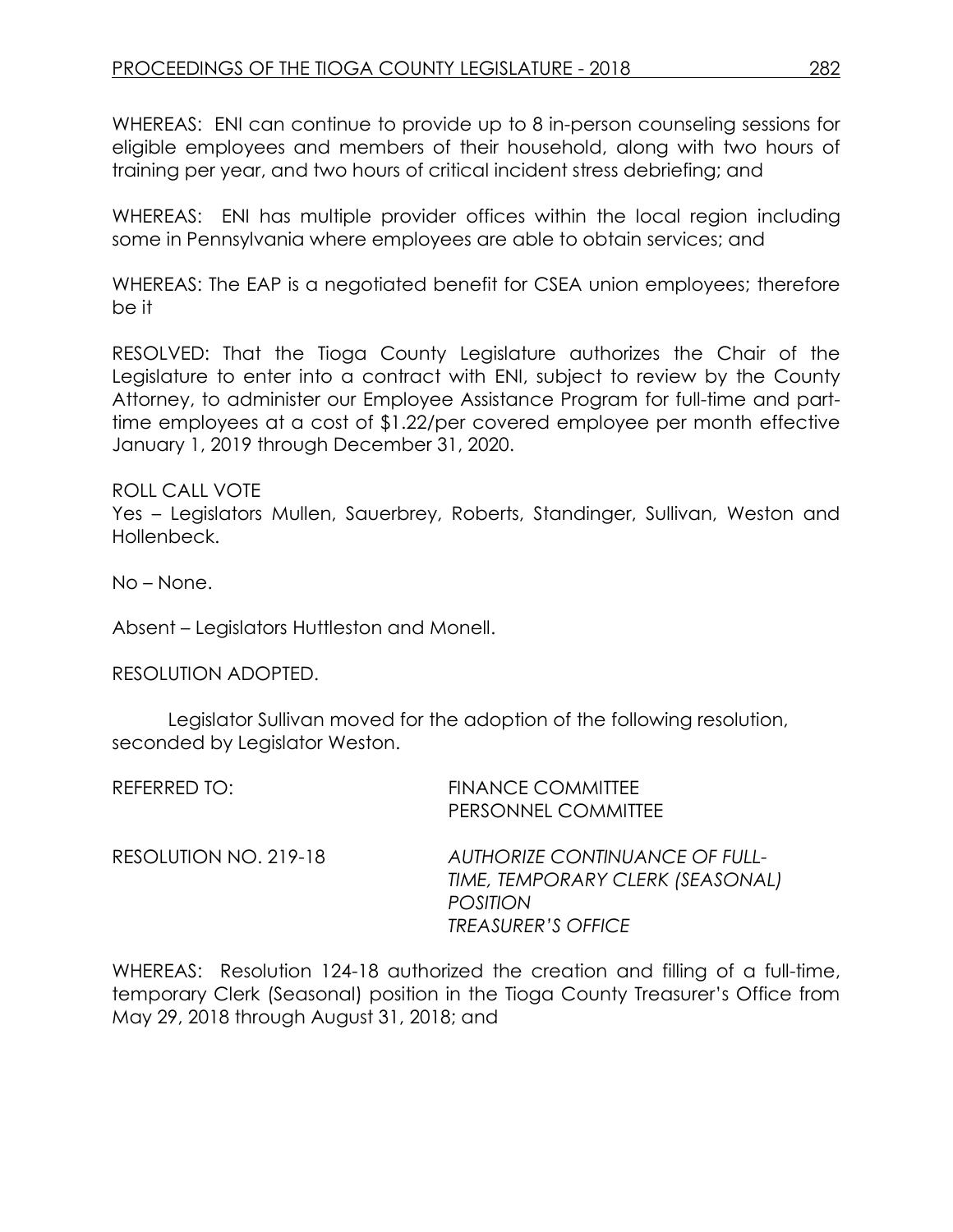WHEREAS: ENI can continue to provide up to 8 in-person counseling sessions for eligible employees and members of their household, along with two hours of training per year, and two hours of critical incident stress debriefing; and

WHEREAS: ENI has multiple provider offices within the local region including some in Pennsylvania where employees are able to obtain services; and

WHEREAS: The EAP is a negotiated benefit for CSEA union employees; therefore be it

RESOLVED: That the Tioga County Legislature authorizes the Chair of the Legislature to enter into a contract with ENI, subject to review by the County Attorney, to administer our Employee Assistance Program for full-time and part-time employees at a cost of $1.22/per covered employee per month effective January 1, 2019 through December 31, 2020.

ROLL CALL VOTE
Yes – Legislators Mullen, Sauerbrey, Roberts, Standinger, Sullivan, Weston and Hollenbeck.

No – None.

Absent – Legislators Huttleston and Monell.

RESOLUTION ADOPTED.

Legislator Sullivan moved for the adoption of the following resolution, seconded by Legislator Weston.

REFERRED TO: FINANCE COMMITTEE
PERSONNEL COMMITTEE

RESOLUTION NO. 219-18 *AUTHORIZE CONTINUANCE OF FULL-TIME, TEMPORARY CLERK (SEASONAL) POSITION TREASURER'S OFFICE*

WHEREAS: Resolution 124-18 authorized the creation and filling of a full-time, temporary Clerk (Seasonal) position in the Tioga County Treasurer's Office from May 29, 2018 through August 31, 2018; and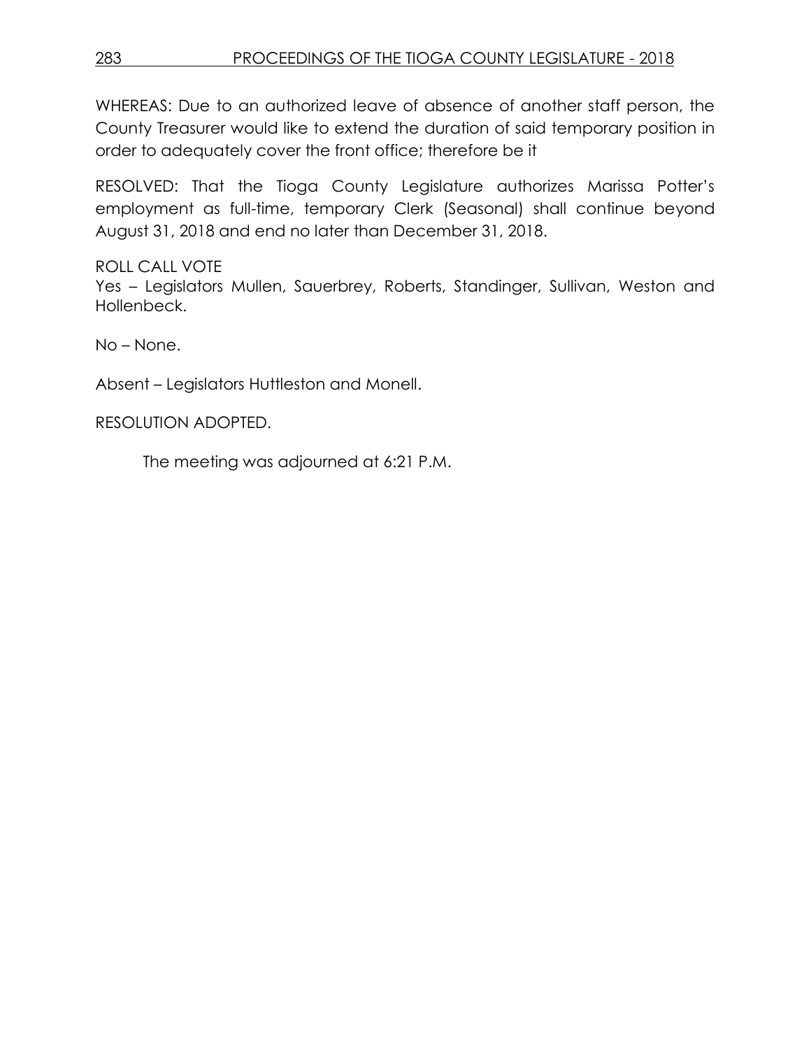WHEREAS: Due to an authorized leave of absence of another staff person, the County Treasurer would like to extend the duration of said temporary position in order to adequately cover the front office; therefore be it

RESOLVED: That the Tioga County Legislature authorizes Marissa Potter's employment as full-time, temporary Clerk (Seasonal) shall continue beyond August 31, 2018 and end no later than December 31, 2018.

ROLL CALL VOTE
Yes – Legislators Mullen, Sauerbrey, Roberts, Standinger, Sullivan, Weston and Hollenbeck.

No – None.

Absent – Legislators Huttleston and Monell.

RESOLUTION ADOPTED.

The meeting was adjourned at 6:21 P.M.